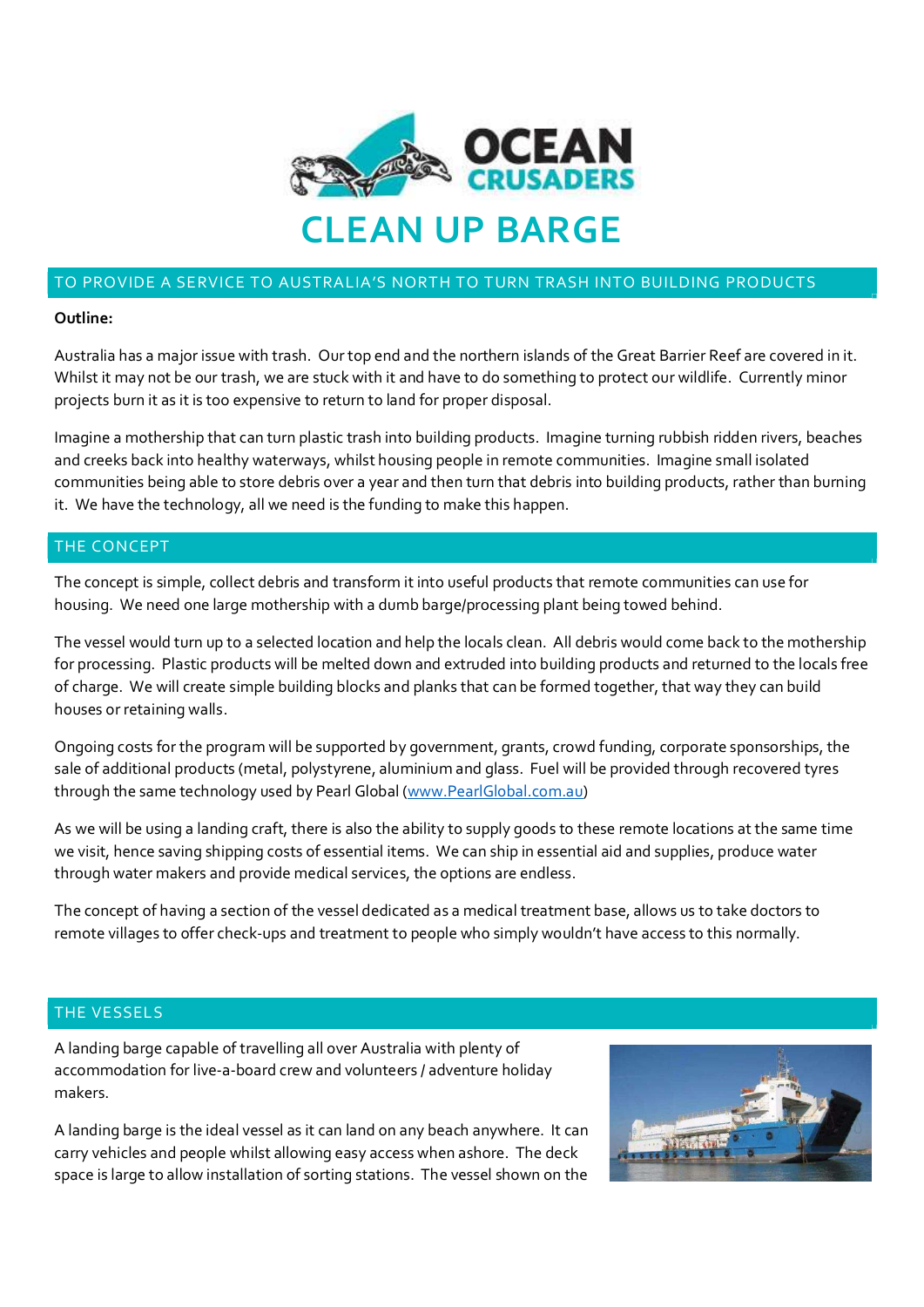# OCEAN CRUSADERS

# CLEAN UP BARGE

## TO PROVIDE A SERVICE TO AUSTRALIA'S NORTH TO TURN TRASH INTO BUILDING PRODUCTS

**Outline:**

Australia has a major issue with trash. Our top end and the northern islands of the Great Barrier Reef are covered in it. Whilst it may not be our trash, we are stuck with it and have to do something to protect our wildlife. Currently minor projects burn it as it is too expensive to return to land for proper disposal.

Imagine a mothership that can turn plastic trash into building products. Imagine turning rubbish ridden rivers, beaches and creeks back into healthy waterways, whilst housing people in remote communities. Imagine small isolated communities being able to store debris over a year and then turn that debris into building products, rather than burning it. We have the technology, all we need is the funding to make this happen.

## THE CONCEPT

The concept is simple, collect debris and transform it into useful products that remote communities can use for housing. We need one large mothership with a dumb barge/processing plant being towed behind.

The vessel would turn up to a selected location and help the locals clean. All debris would come back to the mothership for processing. Plastic products will be melted down and extruded into building products and returned to the locals free of charge. We will create simple building blocks and planks that can be formed together, that way they can build houses or retaining walls.

Ongoing costs for the program will be supported by government, grants, crowd funding, corporate sponsorships, the sale of additional products (metal, polystyrene, aluminium and glass. Fuel will be provided through recovered tyres through the same technology used by Pearl Global (www.PearlGlobal.com.au)

As we will be using a landing craft, there is also the ability to supply goods to these remote locations at the same time we visit, hence saving shipping costs of essential items. We can ship in essential aid and supplies, produce water through water makers and provide medical services, the options are endless.

The concept of having a section of the vessel dedicated as a medical treatment base, allows us to take doctors to remote villages to offer check-ups and treatment to people who simply wouldn't have access to this normally.

## THE VESSELS

A landing barge capable of travelling all over Australia with plenty of accommodation for live-a-board crew and volunteers / adventure holiday makers.

A landing barge is the ideal vessel as it can land on any beach anywhere. It can carry vehicles and people whilst allowing easy access when ashore. The deck space is large to allow installation of sorting stations. The vessel shown on the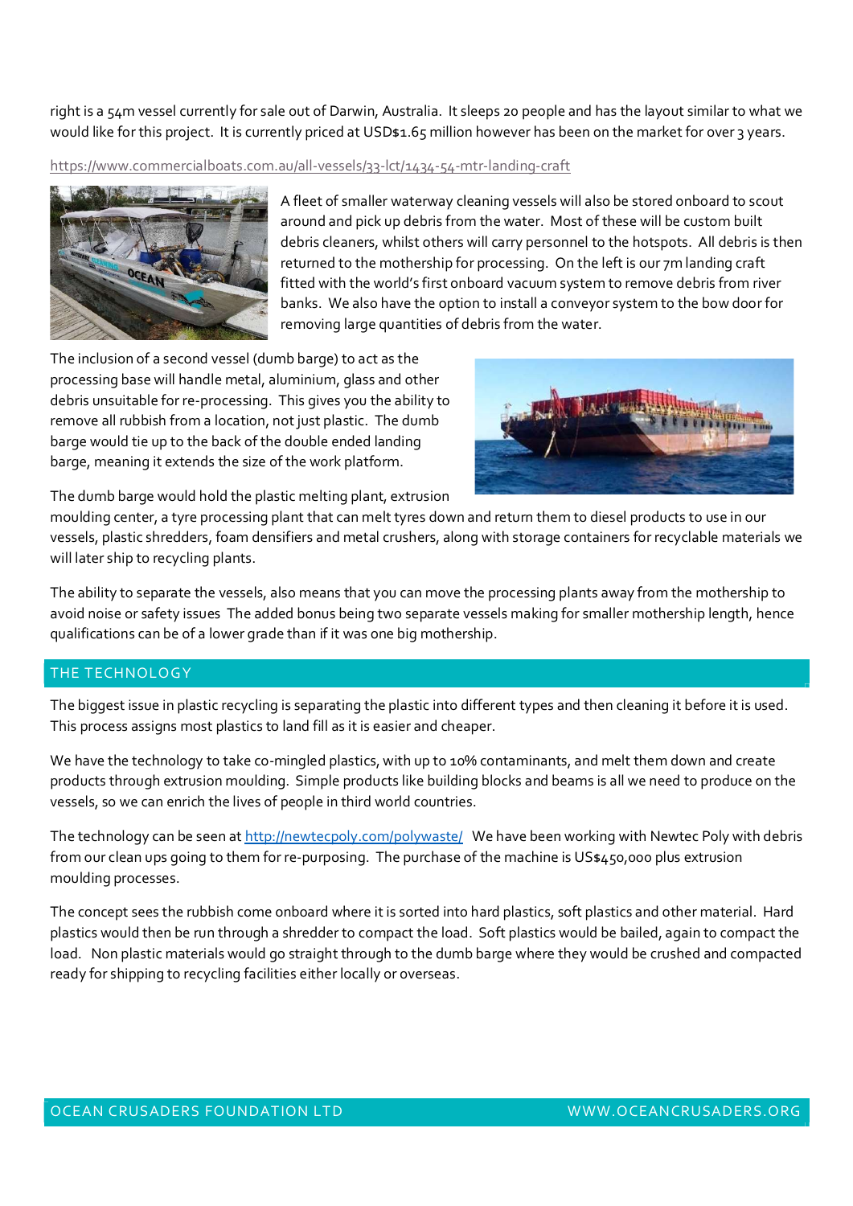right is a 54m vessel currently for sale out of Darwin, Australia. It sleeps 20 people and has the layout similar to what we would like for this project. It is currently priced at USD$1.65 million however has been on the market for over 3 years.

https://www.commercialboats.com.au/all-vessels/33-lct/1434-54-mtr-landing-craft

A fleet of smaller waterway cleaning vessels will also be stored onboard to scout around and pick up debris from the water. Most of these will be custom built debris cleaners, whilst others will carry personnel to the hotspots. All debris is then returned to the mothership for processing. On the left is our 7m landing craft fitted with the world's first onboard vacuum system to remove debris from river banks. We also have the option to install a conveyor system to the bow door for removing large quantities of debris from the water.

The inclusion of a second vessel (dumb barge) to act as the processing base will handle metal, aluminium, glass and other debris unsuitable for re-processing. This gives you the ability to remove all rubbish from a location, not just plastic. The dumb barge would tie up to the back of the double ended landing barge, meaning it extends the size of the work platform.

The dumb barge would hold the plastic melting plant, extrusion moulding center, a tyre processing plant that can melt tyres down and return them to diesel products to use in our vessels, plastic shredders, foam densifiers and metal crushers, along with storage containers for recyclable materials we will later ship to recycling plants.

The ability to separate the vessels, also means that you can move the processing plants away from the mothership to avoid noise or safety issues The added bonus being two separate vessels making for smaller mothership length, hence qualifications can be of a lower grade than if it was one big mothership.

## THE TECHNOLOGY

The biggest issue in plastic recycling is separating the plastic into different types and then cleaning it before it is used. This process assigns most plastics to land fill as it is easier and cheaper.

We have the technology to take co-mingled plastics, with up to 10% contaminants, and melt them down and create products through extrusion moulding. Simple products like building blocks and beams is all we need to produce on the vessels, so we can enrich the lives of people in third world countries.

The technology can be seen at http://newtecpoly.com/polywaste/ We have been working with Newtec Poly with debris from our clean ups going to them for re-purposing. The purchase of the machine is US$450,000 plus extrusion moulding processes.

The concept sees the rubbish come onboard where it is sorted into hard plastics, soft plastics and other material. Hard plastics would then be run through a shredder to compact the load. Soft plastics would be bailed, again to compact the load. Non plastic materials would go straight through to the dumb barge where they would be crushed and compacted ready for shipping to recycling facilities either locally or overseas.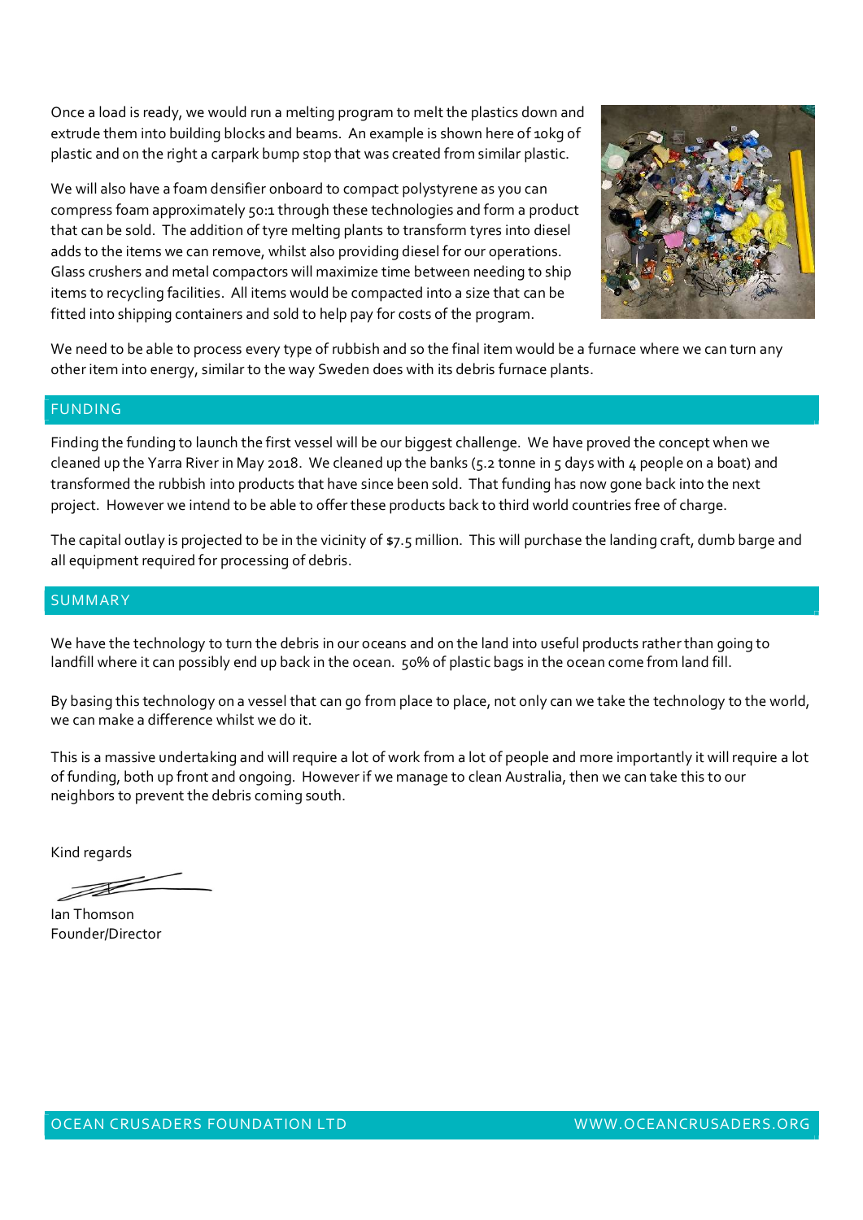Once a load is ready, we would run a melting program to melt the plastics down and extrude them into building blocks and beams. An example is shown here of 10kg of plastic and on the right a carpark bump stop that was created from similar plastic.

We will also have a foam densifier onboard to compact polystyrene as you can compress foam approximately 50:1 through these technologies and form a product that can be sold. The addition of tyre melting plants to transform tyres into diesel adds to the items we can remove, whilst also providing diesel for our operations. Glass crushers and metal compactors will maximize time between needing to ship items to recycling facilities. All items would be compacted into a size that can be fitted into shipping containers and sold to help pay for costs of the program.

We need to be able to process every type of rubbish and so the final item would be a furnace where we can turn any other item into energy, similar to the way Sweden does with its debris furnace plants.

## FUNDING

Finding the funding to launch the first vessel will be our biggest challenge. We have proved the concept when we cleaned up the Yarra River in May 2018. We cleaned up the banks (5.2 tonne in 5 days with 4 people on a boat) and transformed the rubbish into products that have since been sold. That funding has now gone back into the next project. However we intend to be able to offer these products back to third world countries free of charge.

The capital outlay is projected to be in the vicinity of $7.5 million. This will purchase the landing craft, dumb barge and all equipment required for processing of debris.

## SUMMARY

We have the technology to turn the debris in our oceans and on the land into useful products rather than going to landfill where it can possibly end up back in the ocean. 50% of plastic bags in the ocean come from land fill.

By basing this technology on a vessel that can go from place to place, not only can we take the technology to the world, we can make a difference whilst we do it.

This is a massive undertaking and will require a lot of work from a lot of people and more importantly it will require a lot of funding, both up front and ongoing. However if we manage to clean Australia, then we can take this to our neighbors to prevent the debris coming south.

Kind regards

Ian Thomson
Founder/Director